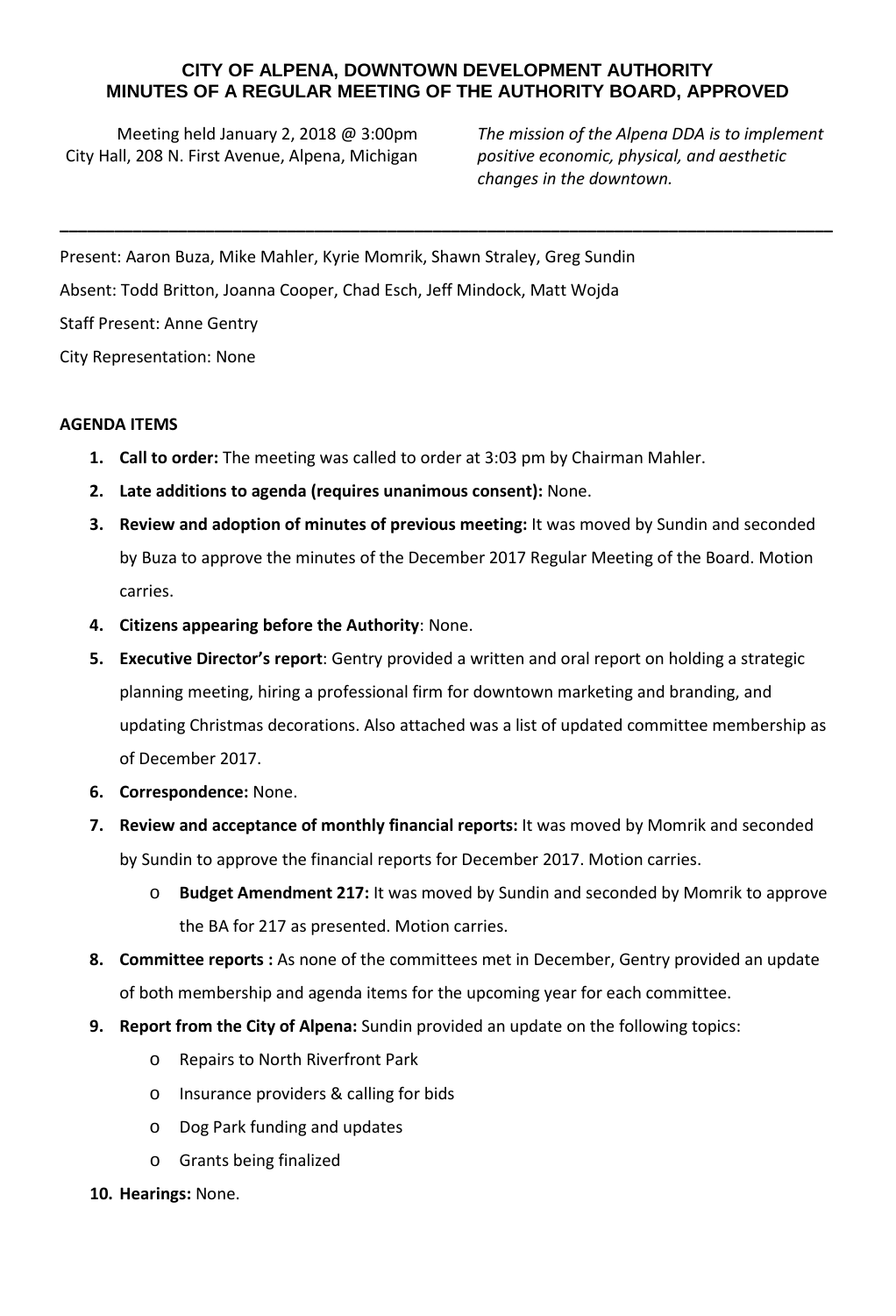# CITY OF ALPENA, DOWNTOWN DEVELOPMENT AUTHORITY
## MINUTES OF A REGULAR MEETING OF THE AUTHORITY BOARD, APPROVED

Meeting held January 2, 2018 @ 3:00pm
City Hall, 208 N. First Avenue, Alpena, Michigan

*The mission of the Alpena DDA is to implement positive economic, physical, and aesthetic changes in the downtown.*

---

Present: Aaron Buza, Mike Mahler, Kyrie Momrik, Shawn Straley, Greg Sundin

Absent: Todd Britton, Joanna Cooper, Chad Esch, Jeff Mindock, Matt Wojda

Staff Present: Anne Gentry

City Representation: None

**AGENDA ITEMS**

1. **Call to order:** The meeting was called to order at 3:03 pm by Chairman Mahler.
2. **Late additions to agenda (requires unanimous consent):** None.
3. **Review and adoption of minutes of previous meeting:** It was moved by Sundin and seconded by Buza to approve the minutes of the December 2017 Regular Meeting of the Board. Motion carries.
4. **Citizens appearing before the Authority**: None.
5. **Executive Director's report**: Gentry provided a written and oral report on holding a strategic planning meeting, hiring a professional firm for downtown marketing and branding, and updating Christmas decorations. Also attached was a list of updated committee membership as of December 2017.
6. **Correspondence:** None.
7. **Review and acceptance of monthly financial reports:** It was moved by Momrik and seconded by Sundin to approve the financial reports for December 2017. Motion carries.
   - **Budget Amendment 217:** It was moved by Sundin and seconded by Momrik to approve the BA for 217 as presented. Motion carries.
8. **Committee reports :** As none of the committees met in December, Gentry provided an update of both membership and agenda items for the upcoming year for each committee.
9. **Report from the City of Alpena:** Sundin provided an update on the following topics:
   - Repairs to North Riverfront Park
   - Insurance providers & calling for bids
   - Dog Park funding and updates
   - Grants being finalized
10. **Hearings:** None.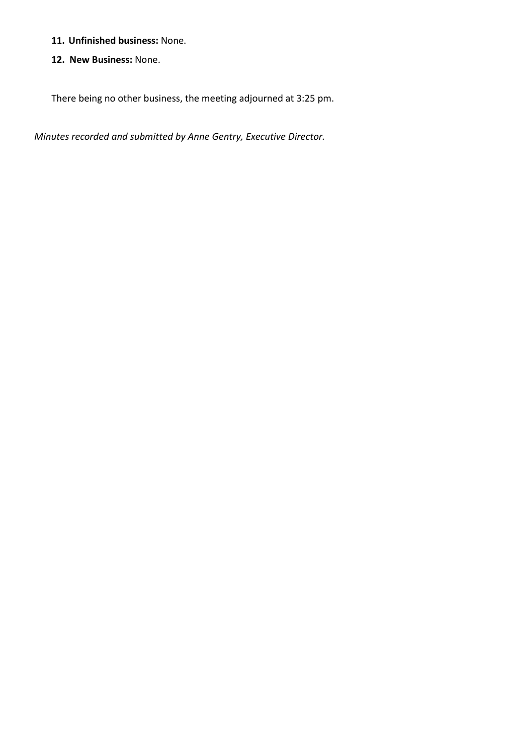11. **Unfinished business:** None.
12. **New Business:** None.

There being no other business, the meeting adjourned at 3:25 pm.

*Minutes recorded and submitted by Anne Gentry, Executive Director.*